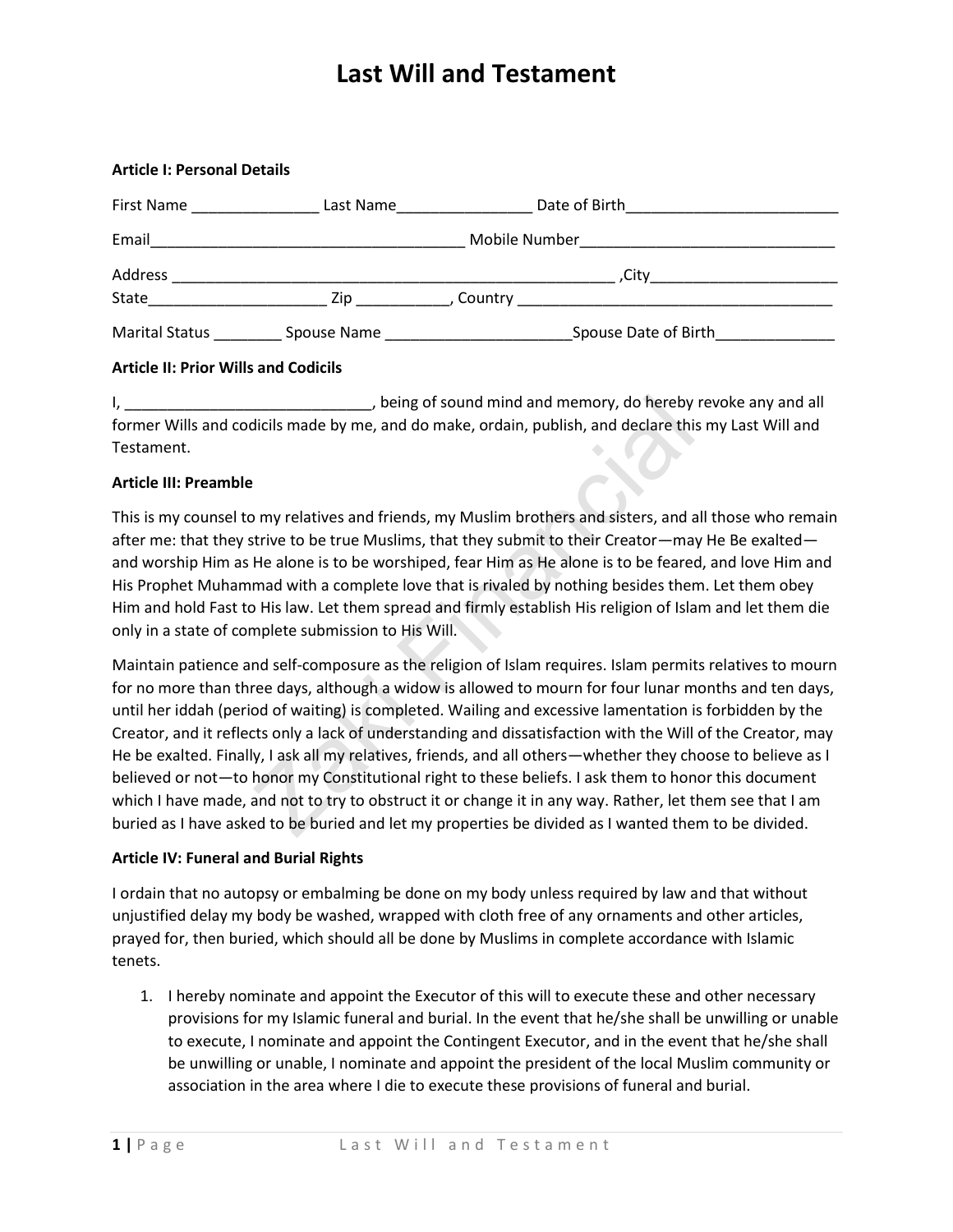# Last Will and Testament

**Article I: Personal Details**

First Name _______________ Last Name________________ Date of Birth_________________________

Email_____________________________________ Mobile Number______________________________

Address ___________________________________________________ ,City______________________
State____________________ Zip ___________, Country ______________________________________

Marital Status ________ Spouse Name ______________________Spouse Date of Birth______________

**Article II: Prior Wills and Codicils**

I, _____________________________, being of sound mind and memory, do hereby revoke any and all former Wills and codicils made by me, and do make, ordain, publish, and declare this my Last Will and Testament.

**Article III: Preamble**

This is my counsel to my relatives and friends, my Muslim brothers and sisters, and all those who remain after me: that they strive to be true Muslims, that they submit to their Creator—may He Be exalted—and worship Him as He alone is to be worshiped, fear Him as He alone is to be feared, and love Him and His Prophet Muhammad with a complete love that is rivaled by nothing besides them. Let them obey Him and hold Fast to His law. Let them spread and firmly establish His religion of Islam and let them die only in a state of complete submission to His Will.

Maintain patience and self-composure as the religion of Islam requires. Islam permits relatives to mourn for no more than three days, although a widow is allowed to mourn for four lunar months and ten days, until her iddah (period of waiting) is completed. Wailing and excessive lamentation is forbidden by the Creator, and it reflects only a lack of understanding and dissatisfaction with the Will of the Creator, may He be exalted. Finally, I ask all my relatives, friends, and all others—whether they choose to believe as I believed or not—to honor my Constitutional right to these beliefs. I ask them to honor this document which I have made, and not to try to obstruct it or change it in any way. Rather, let them see that I am buried as I have asked to be buried and let my properties be divided as I wanted them to be divided.

**Article IV: Funeral and Burial Rights**

I ordain that no autopsy or embalming be done on my body unless required by law and that without unjustified delay my body be washed, wrapped with cloth free of any ornaments and other articles, prayed for, then buried, which should all be done by Muslims in complete accordance with Islamic tenets.

1. I hereby nominate and appoint the Executor of this will to execute these and other necessary provisions for my Islamic funeral and burial. In the event that he/she shall be unwilling or unable to execute, I nominate and appoint the Contingent Executor, and in the event that he/she shall be unwilling or unable, I nominate and appoint the president of the local Muslim community or association in the area where I die to execute these provisions of funeral and burial.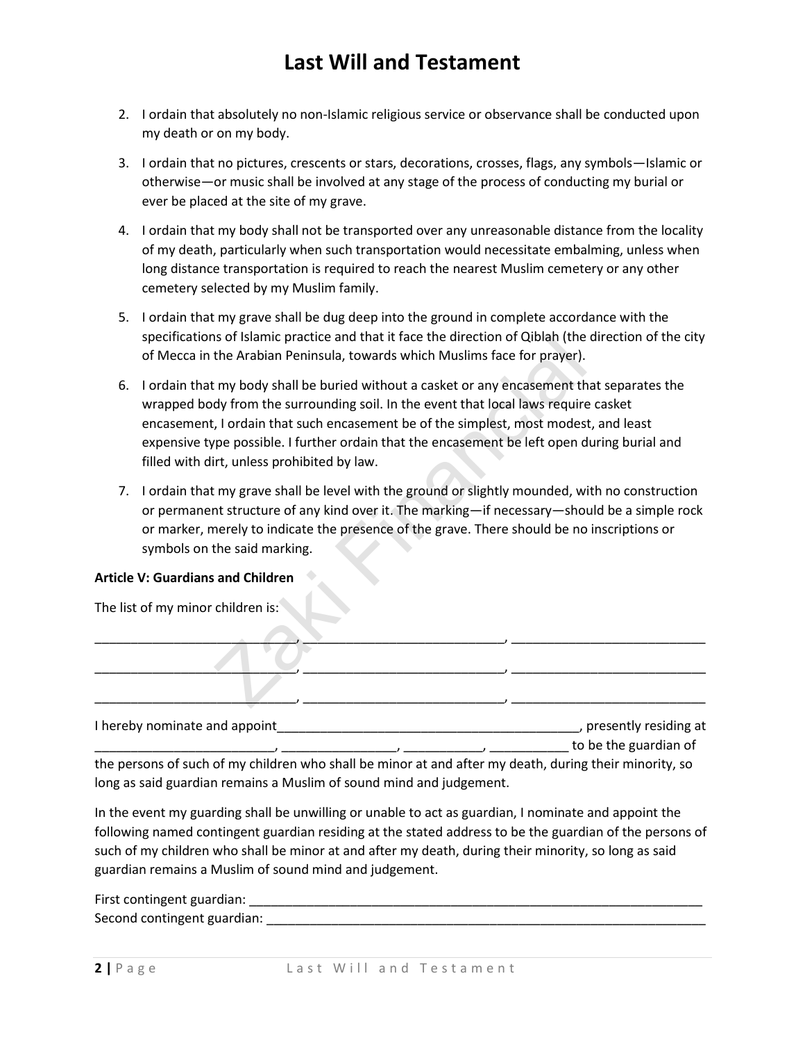2. I ordain that absolutely no non-Islamic religious service or observance shall be conducted upon my death or on my body.

3. I ordain that no pictures, crescents or stars, decorations, crosses, flags, any symbols—Islamic or otherwise—or music shall be involved at any stage of the process of conducting my burial or ever be placed at the site of my grave.

4. I ordain that my body shall not be transported over any unreasonable distance from the locality of my death, particularly when such transportation would necessitate embalming, unless when long distance transportation is required to reach the nearest Muslim cemetery or any other cemetery selected by my Muslim family.

5. I ordain that my grave shall be dug deep into the ground in complete accordance with the specifications of Islamic practice and that it face the direction of Qiblah (the direction of the city of Mecca in the Arabian Peninsula, towards which Muslims face for prayer).

6. I ordain that my body shall be buried without a casket or any encasement that separates the wrapped body from the surrounding soil. In the event that local laws require casket encasement, I ordain that such encasement be of the simplest, most modest, and least expensive type possible. I further ordain that the encasement be left open during burial and filled with dirt, unless prohibited by law.

7. I ordain that my grave shall be level with the ground or slightly mounded, with no construction or permanent structure of any kind over it. The marking—if necessary—should be a simple rock or marker, merely to indicate the presence of the grave. There should be no inscriptions or symbols on the said marking.

**Article V: Guardians and Children**

The list of my minor children is:

_____________________________, _____________________________, ____________________________

_____________________________, _____________________________, ____________________________

_____________________________, _____________________________, ____________________________

I hereby nominate and appoint____________________________________________, presently residing at __________________________, ________________, ___________, ___________ to be the guardian of the persons of such of my children who shall be minor at and after my death, during their minority, so long as said guardian remains a Muslim of sound mind and judgement.

In the event my guarding shall be unwilling or unable to act as guardian, I nominate and appoint the following named contingent guardian residing at the stated address to be the guardian of the persons of such of my children who shall be minor at and after my death, during their minority, so long as said guardian remains a Muslim of sound mind and judgement.

First contingent guardian: ____________________________________________________________________

Second contingent guardian: __________________________________________________________________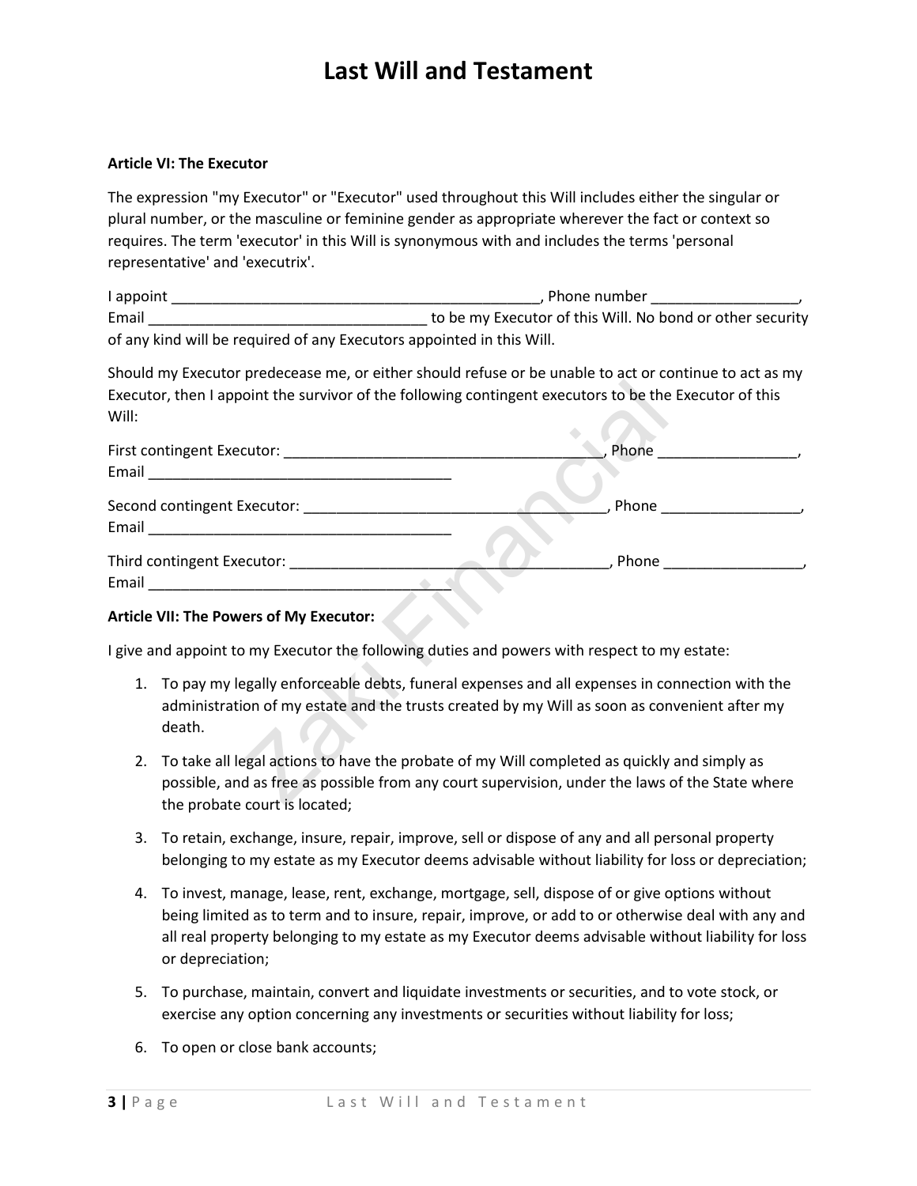# Last Will and Testament

**Article VI: The Executor**

The expression "my Executor" or "Executor" used throughout this Will includes either the singular or plural number, or the masculine or feminine gender as appropriate wherever the fact or context so requires. The term 'executor' in this Will is synonymous with and includes the terms 'personal representative' and 'executrix'.

I appoint ______________________________________________, Phone number _________________, Email __________________________________ to be my Executor of this Will. No bond or other security of any kind will be required of any Executors appointed in this Will.

Should my Executor predecease me, or either should refuse or be unable to act or continue to act as my Executor, then I appoint the survivor of the following contingent executors to be the Executor of this Will:

First contingent Executor: ______________________________________, Phone _________________, Email ______________________________________

Second contingent Executor: ____________________________________, Phone _________________, Email ______________________________________

Third contingent Executor: ______________________________________, Phone _________________, Email ______________________________________

**Article VII: The Powers of My Executor:**

I give and appoint to my Executor the following duties and powers with respect to my estate:

1. To pay my legally enforceable debts, funeral expenses and all expenses in connection with the administration of my estate and the trusts created by my Will as soon as convenient after my death.
2. To take all legal actions to have the probate of my Will completed as quickly and simply as possible, and as free as possible from any court supervision, under the laws of the State where the probate court is located;
3. To retain, exchange, insure, repair, improve, sell or dispose of any and all personal property belonging to my estate as my Executor deems advisable without liability for loss or depreciation;
4. To invest, manage, lease, rent, exchange, mortgage, sell, dispose of or give options without being limited as to term and to insure, repair, improve, or add to or otherwise deal with any and all real property belonging to my estate as my Executor deems advisable without liability for loss or depreciation;
5. To purchase, maintain, convert and liquidate investments or securities, and to vote stock, or exercise any option concerning any investments or securities without liability for loss;
6. To open or close bank accounts;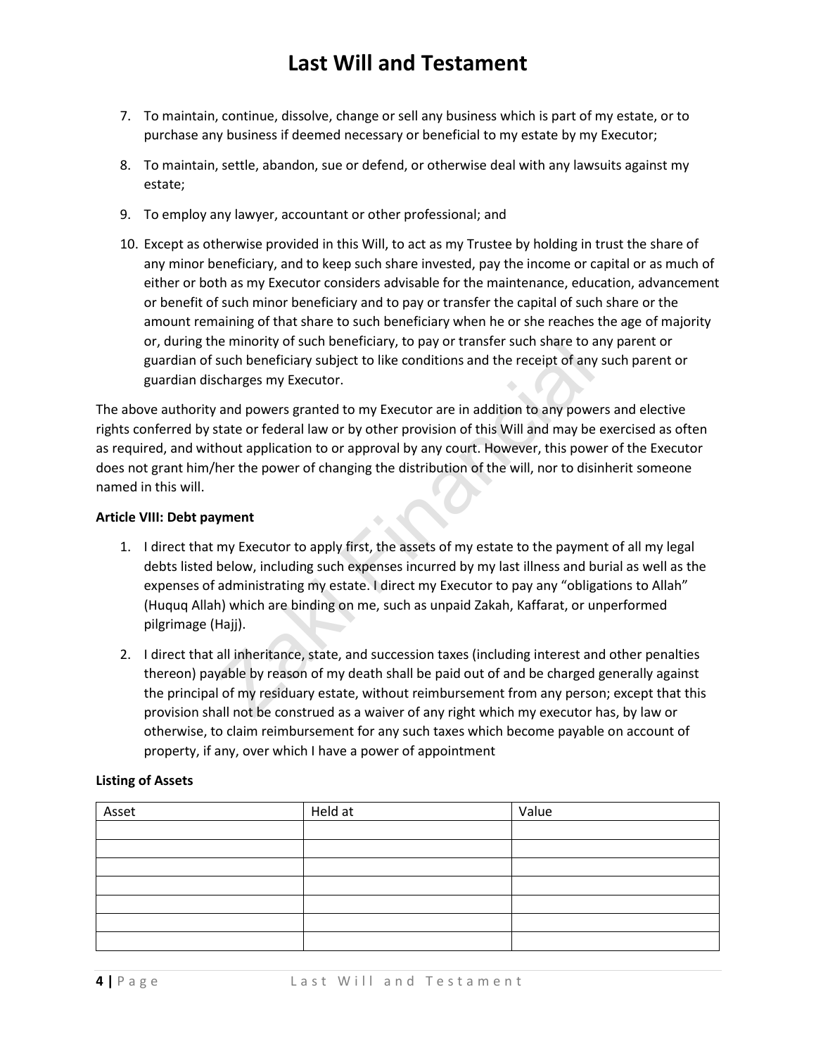7. To maintain, continue, dissolve, change or sell any business which is part of my estate, or to purchase any business if deemed necessary or beneficial to my estate by my Executor;

8. To maintain, settle, abandon, sue or defend, or otherwise deal with any lawsuits against my estate;

9. To employ any lawyer, accountant or other professional; and

10. Except as otherwise provided in this Will, to act as my Trustee by holding in trust the share of any minor beneficiary, and to keep such share invested, pay the income or capital or as much of either or both as my Executor considers advisable for the maintenance, education, advancement or benefit of such minor beneficiary and to pay or transfer the capital of such share or the amount remaining of that share to such beneficiary when he or she reaches the age of majority or, during the minority of such beneficiary, to pay or transfer such share to any parent or guardian of such beneficiary subject to like conditions and the receipt of any such parent or guardian discharges my Executor.

The above authority and powers granted to my Executor are in addition to any powers and elective rights conferred by state or federal law or by other provision of this Will and may be exercised as often as required, and without application to or approval by any court. However, this power of the Executor does not grant him/her the power of changing the distribution of the will, nor to disinherit someone named in this will.

**Article VIII: Debt payment**

1. I direct that my Executor to apply first, the assets of my estate to the payment of all my legal debts listed below, including such expenses incurred by my last illness and burial as well as the expenses of administrating my estate. I direct my Executor to pay any "obligations to Allah" (Huquq Allah) which are binding on me, such as unpaid Zakah, Kaffarat, or unperformed pilgrimage (Hajj).

2. I direct that all inheritance, state, and succession taxes (including interest and other penalties thereon) payable by reason of my death shall be paid out of and be charged generally against the principal of my residuary estate, without reimbursement from any person; except that this provision shall not be construed as a waiver of any right which my executor has, by law or otherwise, to claim reimbursement for any such taxes which become payable on account of property, if any, over which I have a power of appointment

**Listing of Assets**

| Asset | Held at | Value |
|---|---|---|
| | | |
| | | |
| | | |
| | | |
| | | |
| | | |
| | | |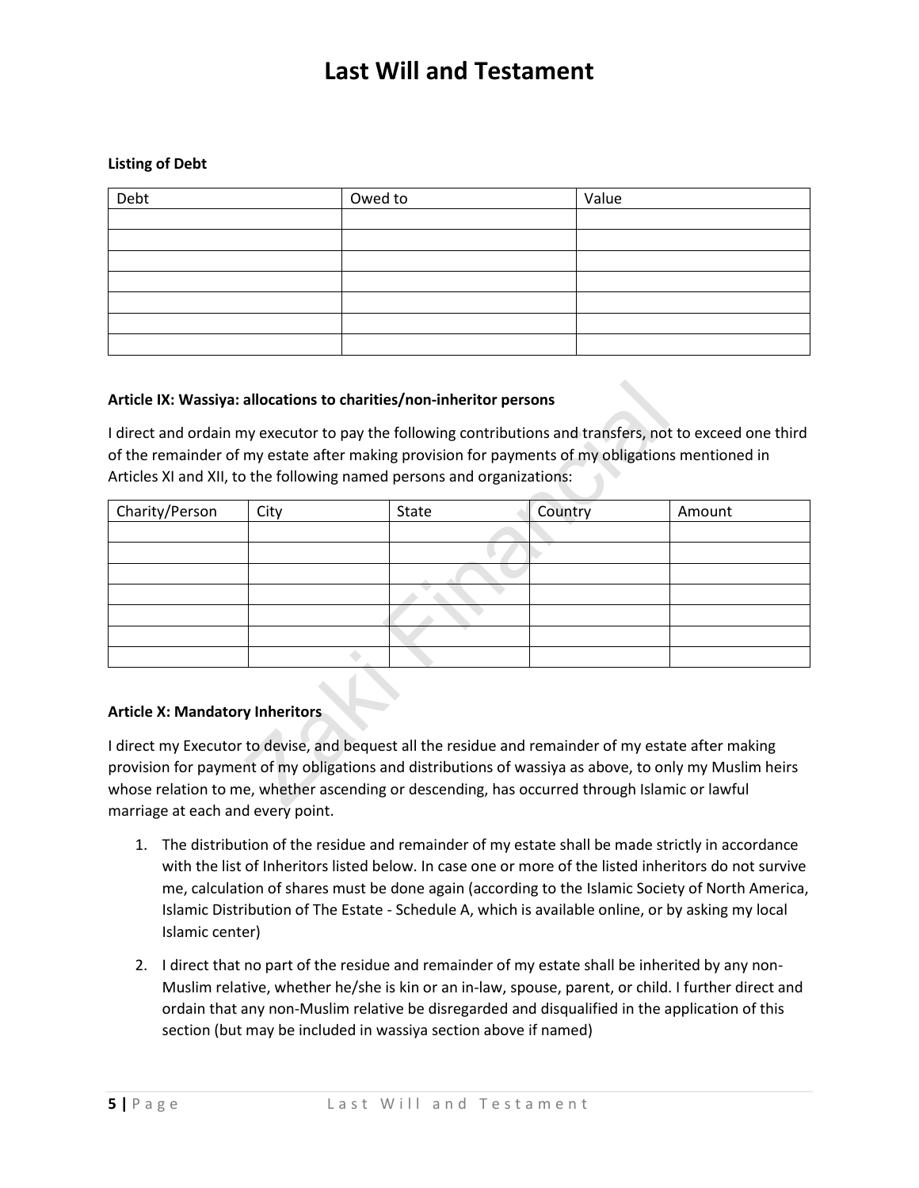# Last Will and Testament

**Listing of Debt**

| Debt | Owed to | Value |
|---|---|---|
| | | |
| | | |
| | | |
| | | |
| | | |
| | | |
| | | |

**Article IX: Wassiya: allocations to charities/non-inheritor persons**

I direct and ordain my executor to pay the following contributions and transfers, not to exceed one third of the remainder of my estate after making provision for payments of my obligations mentioned in Articles XI and XII, to the following named persons and organizations:

| Charity/Person | City | State | Country | Amount |
|---|---|---|---|---|
| | | | | |
| | | | | |
| | | | | |
| | | | | |
| | | | | |
| | | | | |
| | | | | |

**Article X: Mandatory Inheritors**

I direct my Executor to devise, and bequest all the residue and remainder of my estate after making provision for payment of my obligations and distributions of wassiya as above, to only my Muslim heirs whose relation to me, whether ascending or descending, has occurred through Islamic or lawful marriage at each and every point.

1. The distribution of the residue and remainder of my estate shall be made strictly in accordance with the list of Inheritors listed below. In case one or more of the listed inheritors do not survive me, calculation of shares must be done again (according to the Islamic Society of North America, Islamic Distribution of The Estate - Schedule A, which is available online, or by asking my local Islamic center)

2. I direct that no part of the residue and remainder of my estate shall be inherited by any non-Muslim relative, whether he/she is kin or an in-law, spouse, parent, or child. I further direct and ordain that any non-Muslim relative be disregarded and disqualified in the application of this section (but may be included in wassiya section above if named)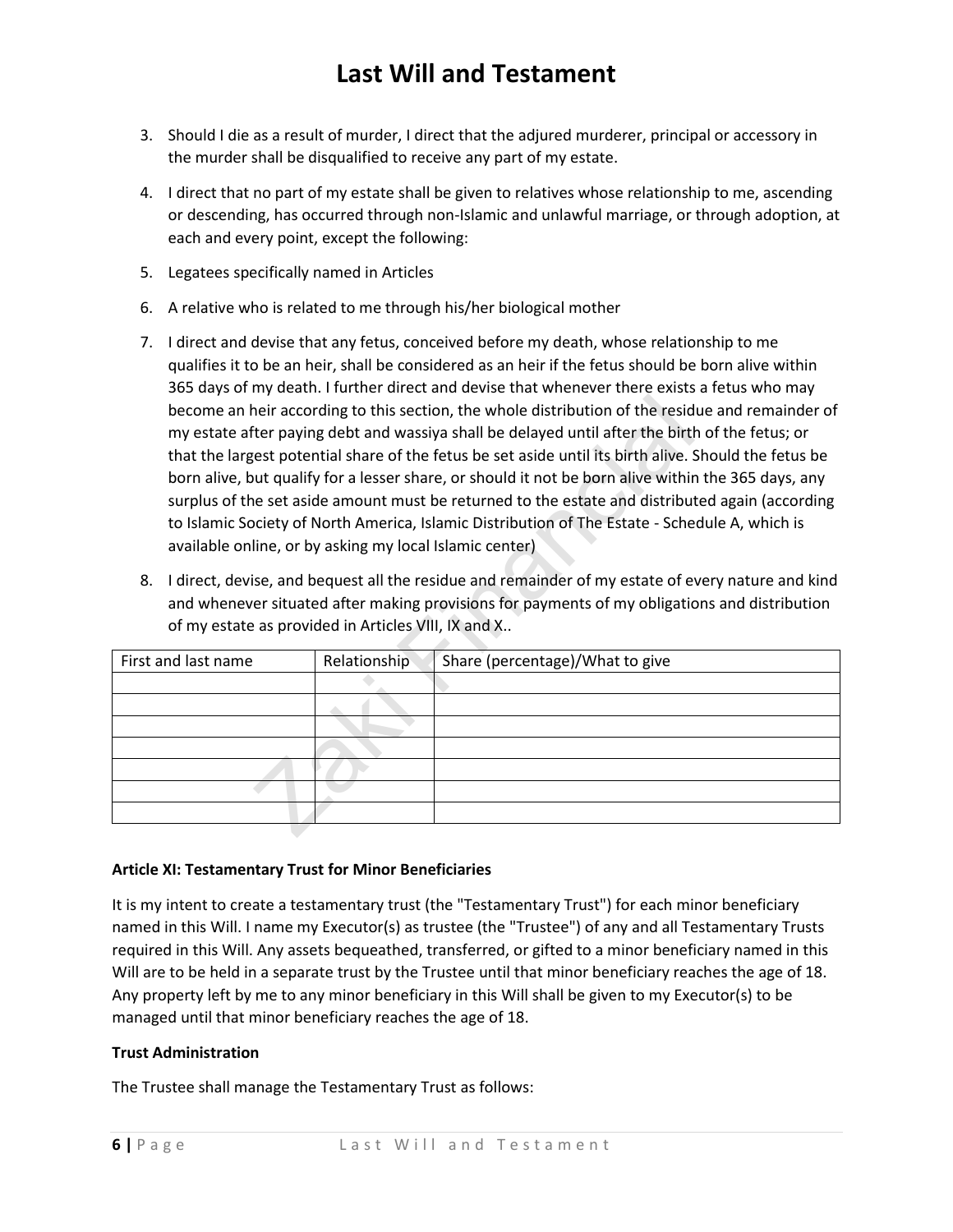3. Should I die as a result of murder, I direct that the adjured murderer, principal or accessory in the murder shall be disqualified to receive any part of my estate.

4. I direct that no part of my estate shall be given to relatives whose relationship to me, ascending or descending, has occurred through non-Islamic and unlawful marriage, or through adoption, at each and every point, except the following:

5. Legatees specifically named in Articles

6. A relative who is related to me through his/her biological mother

7. I direct and devise that any fetus, conceived before my death, whose relationship to me qualifies it to be an heir, shall be considered as an heir if the fetus should be born alive within 365 days of my death. I further direct and devise that whenever there exists a fetus who may become an heir according to this section, the whole distribution of the residue and remainder of my estate after paying debt and wassiya shall be delayed until after the birth of the fetus; or that the largest potential share of the fetus be set aside until its birth alive. Should the fetus be born alive, but qualify for a lesser share, or should it not be born alive within the 365 days, any surplus of the set aside amount must be returned to the estate and distributed again (according to Islamic Society of North America, Islamic Distribution of The Estate - Schedule A, which is available online, or by asking my local Islamic center)

8. I direct, devise, and bequest all the residue and remainder of my estate of every nature and kind and whenever situated after making provisions for payments of my obligations and distribution of my estate as provided in Articles VIII, IX and X..

| First and last name | Relationship | Share (percentage)/What to give |
|---|---|---|
| | | |
| | | |
| | | |
| | | |
| | | |
| | | |
| | | |

**Article XI: Testamentary Trust for Minor Beneficiaries**

It is my intent to create a testamentary trust (the "Testamentary Trust") for each minor beneficiary named in this Will. I name my Executor(s) as trustee (the "Trustee") of any and all Testamentary Trusts required in this Will. Any assets bequeathed, transferred, or gifted to a minor beneficiary named in this Will are to be held in a separate trust by the Trustee until that minor beneficiary reaches the age of 18. Any property left by me to any minor beneficiary in this Will shall be given to my Executor(s) to be managed until that minor beneficiary reaches the age of 18.

**Trust Administration**

The Trustee shall manage the Testamentary Trust as follows: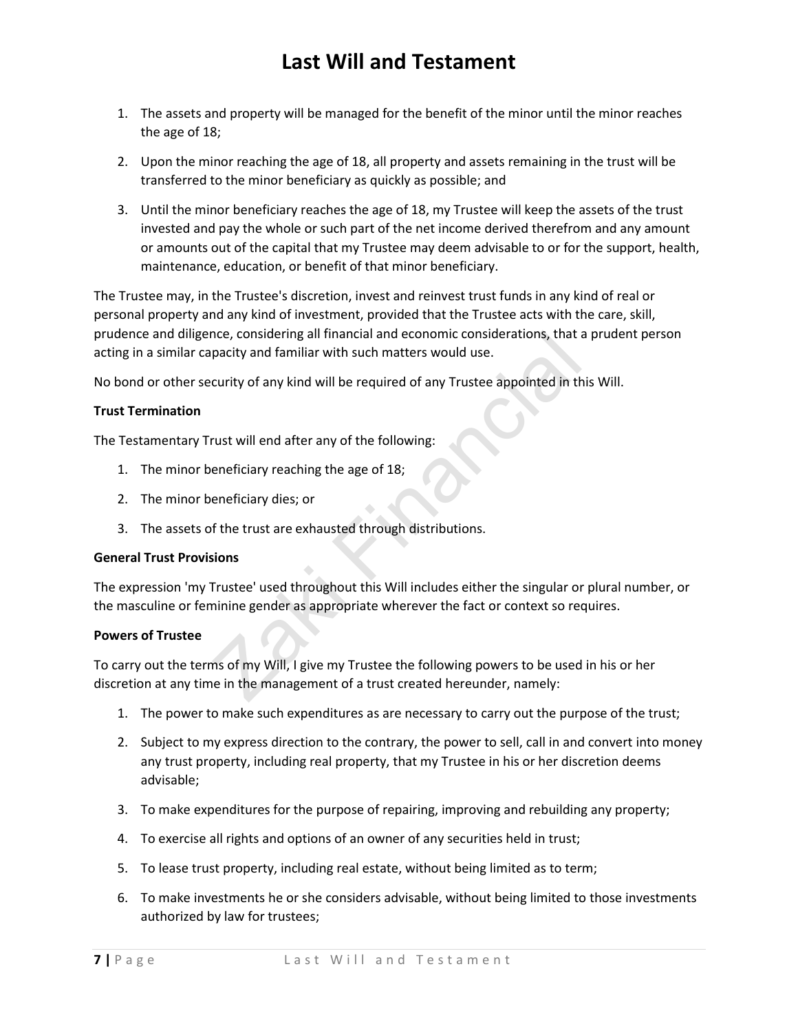1. The assets and property will be managed for the benefit of the minor until the minor reaches the age of 18;
2. Upon the minor reaching the age of 18, all property and assets remaining in the trust will be transferred to the minor beneficiary as quickly as possible; and
3. Until the minor beneficiary reaches the age of 18, my Trustee will keep the assets of the trust invested and pay the whole or such part of the net income derived therefrom and any amount or amounts out of the capital that my Trustee may deem advisable to or for the support, health, maintenance, education, or benefit of that minor beneficiary.

The Trustee may, in the Trustee's discretion, invest and reinvest trust funds in any kind of real or personal property and any kind of investment, provided that the Trustee acts with the care, skill, prudence and diligence, considering all financial and economic considerations, that a prudent person acting in a similar capacity and familiar with such matters would use.

No bond or other security of any kind will be required of any Trustee appointed in this Will.

**Trust Termination**

The Testamentary Trust will end after any of the following:

1. The minor beneficiary reaching the age of 18;
2. The minor beneficiary dies; or
3. The assets of the trust are exhausted through distributions.

**General Trust Provisions**

The expression 'my Trustee' used throughout this Will includes either the singular or plural number, or the masculine or feminine gender as appropriate wherever the fact or context so requires.

**Powers of Trustee**

To carry out the terms of my Will, I give my Trustee the following powers to be used in his or her discretion at any time in the management of a trust created hereunder, namely:

1. The power to make such expenditures as are necessary to carry out the purpose of the trust;
2. Subject to my express direction to the contrary, the power to sell, call in and convert into money any trust property, including real property, that my Trustee in his or her discretion deems advisable;
3. To make expenditures for the purpose of repairing, improving and rebuilding any property;
4. To exercise all rights and options of an owner of any securities held in trust;
5. To lease trust property, including real estate, without being limited as to term;
6. To make investments he or she considers advisable, without being limited to those investments authorized by law for trustees;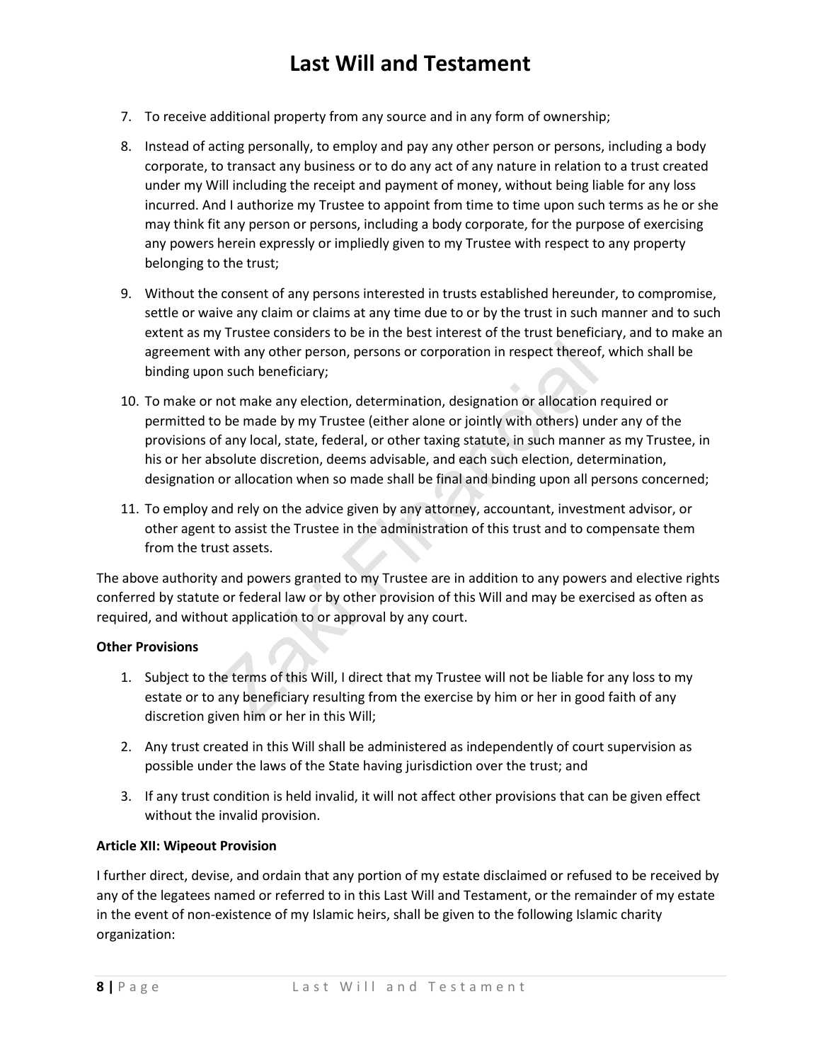7. To receive additional property from any source and in any form of ownership;

8. Instead of acting personally, to employ and pay any other person or persons, including a body corporate, to transact any business or to do any act of any nature in relation to a trust created under my Will including the receipt and payment of money, without being liable for any loss incurred. And I authorize my Trustee to appoint from time to time upon such terms as he or she may think fit any person or persons, including a body corporate, for the purpose of exercising any powers herein expressly or impliedly given to my Trustee with respect to any property belonging to the trust;

9. Without the consent of any persons interested in trusts established hereunder, to compromise, settle or waive any claim or claims at any time due to or by the trust in such manner and to such extent as my Trustee considers to be in the best interest of the trust beneficiary, and to make an agreement with any other person, persons or corporation in respect thereof, which shall be binding upon such beneficiary;

10. To make or not make any election, determination, designation or allocation required or permitted to be made by my Trustee (either alone or jointly with others) under any of the provisions of any local, state, federal, or other taxing statute, in such manner as my Trustee, in his or her absolute discretion, deems advisable, and each such election, determination, designation or allocation when so made shall be final and binding upon all persons concerned;

11. To employ and rely on the advice given by any attorney, accountant, investment advisor, or other agent to assist the Trustee in the administration of this trust and to compensate them from the trust assets.

The above authority and powers granted to my Trustee are in addition to any powers and elective rights conferred by statute or federal law or by other provision of this Will and may be exercised as often as required, and without application to or approval by any court.

**Other Provisions**

1. Subject to the terms of this Will, I direct that my Trustee will not be liable for any loss to my estate or to any beneficiary resulting from the exercise by him or her in good faith of any discretion given him or her in this Will;

2. Any trust created in this Will shall be administered as independently of court supervision as possible under the laws of the State having jurisdiction over the trust; and

3. If any trust condition is held invalid, it will not affect other provisions that can be given effect without the invalid provision.

**Article XII: Wipeout Provision**

I further direct, devise, and ordain that any portion of my estate disclaimed or refused to be received by any of the legatees named or referred to in this Last Will and Testament, or the remainder of my estate in the event of non-existence of my Islamic heirs, shall be given to the following Islamic charity organization: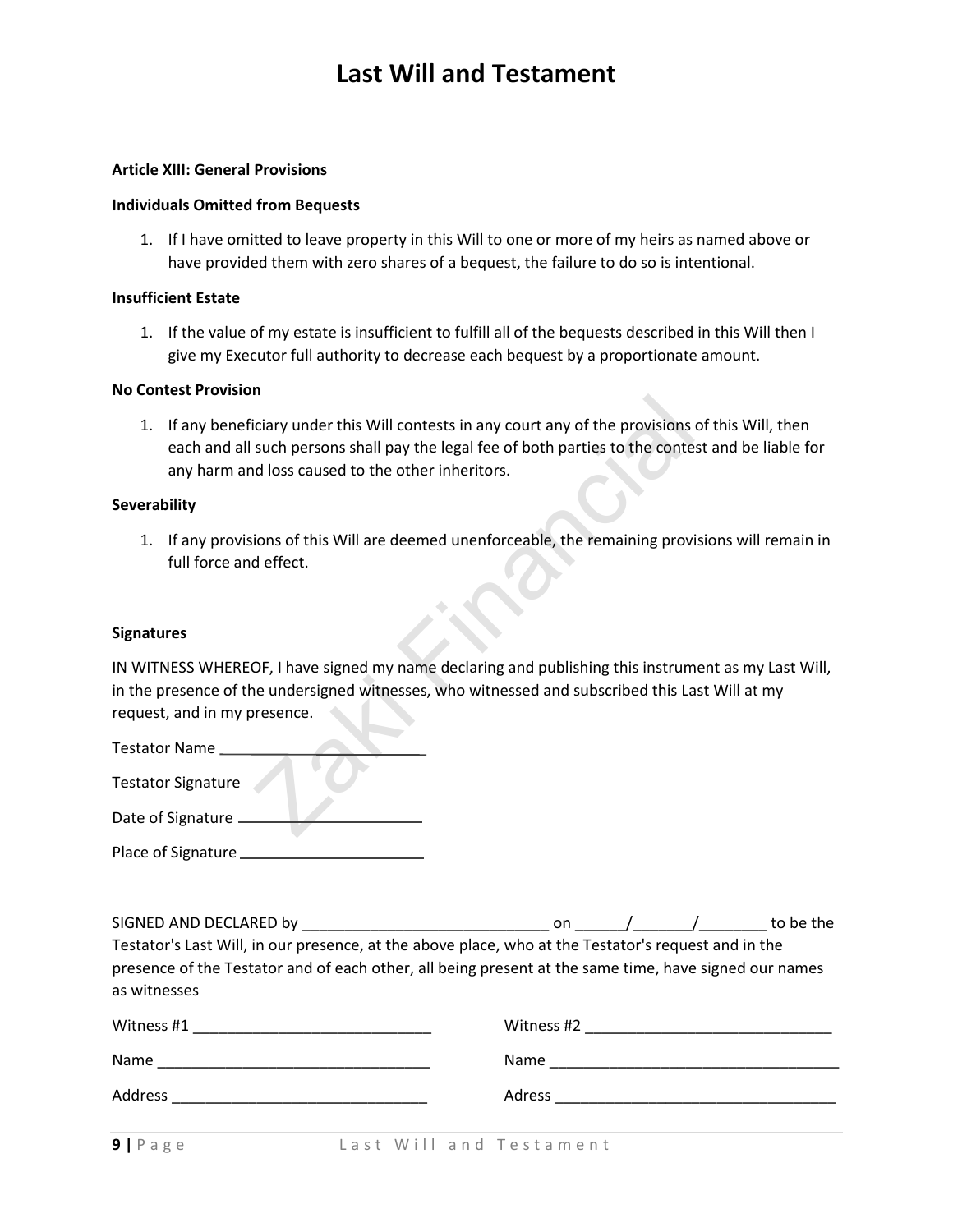# Last Will and Testament

**Article XIII: General Provisions**

**Individuals Omitted from Bequests**

1. If I have omitted to leave property in this Will to one or more of my heirs as named above or have provided them with zero shares of a bequest, the failure to do so is intentional.

**Insufficient Estate**

1. If the value of my estate is insufficient to fulfill all of the bequests described in this Will then I give my Executor full authority to decrease each bequest by a proportionate amount.

**No Contest Provision**

1. If any beneficiary under this Will contests in any court any of the provisions of this Will, then each and all such persons shall pay the legal fee of both parties to the contest and be liable for any harm and loss caused to the other inheritors.

**Severability**

1. If any provisions of this Will are deemed unenforceable, the remaining provisions will remain in full force and effect.

**Signatures**

IN WITNESS WHEREOF, I have signed my name declaring and publishing this instrument as my Last Will, in the presence of the undersigned witnesses, who witnessed and subscribed this Last Will at my request, and in my presence.

Testator Name ______________________

Testator Signature ______________________

Date of Signature ______________________

Place of Signature ______________________

SIGNED AND DECLARED by ______________________________ on ______/_______/________ to be the Testator's Last Will, in our presence, at the above place, who at the Testator's request and in the presence of the Testator and of each other, all being present at the same time, have signed our names as witnesses

Witness #1 ____________________________

Name ________________________________

Address ______________________________

Witness #2 _____________________________

Name ___________________________________

Adress __________________________________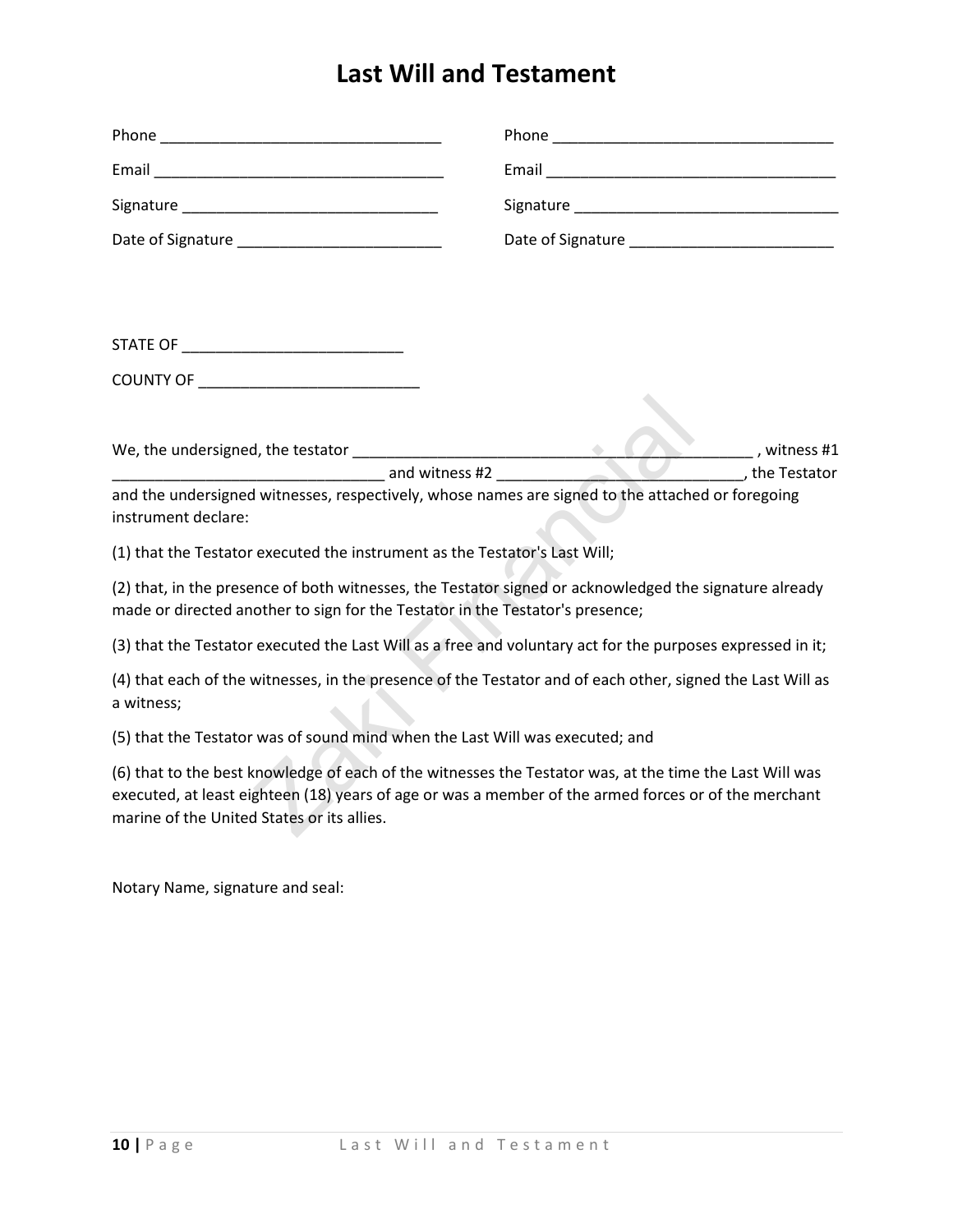# Last Will and Testament

Phone ________________________________

Email _________________________________

Signature _____________________________

Date of Signature _______________________

Phone ________________________________

Email _________________________________

Signature _____________________________

Date of Signature _______________________

STATE OF _________________________

COUNTY OF _________________________

We, the undersigned, the testator _____________________________________________ , witness #1 _______________________________ and witness #2 ___________________________, the Testator and the undersigned witnesses, respectively, whose names are signed to the attached or foregoing instrument declare:

(1) that the Testator executed the instrument as the Testator's Last Will;

(2) that, in the presence of both witnesses, the Testator signed or acknowledged the signature already made or directed another to sign for the Testator in the Testator's presence;

(3) that the Testator executed the Last Will as a free and voluntary act for the purposes expressed in it;

(4) that each of the witnesses, in the presence of the Testator and of each other, signed the Last Will as a witness;

(5) that the Testator was of sound mind when the Last Will was executed; and

(6) that to the best knowledge of each of the witnesses the Testator was, at the time the Last Will was executed, at least eighteen (18) years of age or was a member of the armed forces or of the merchant marine of the United States or its allies.

Notary Name, signature and seal: